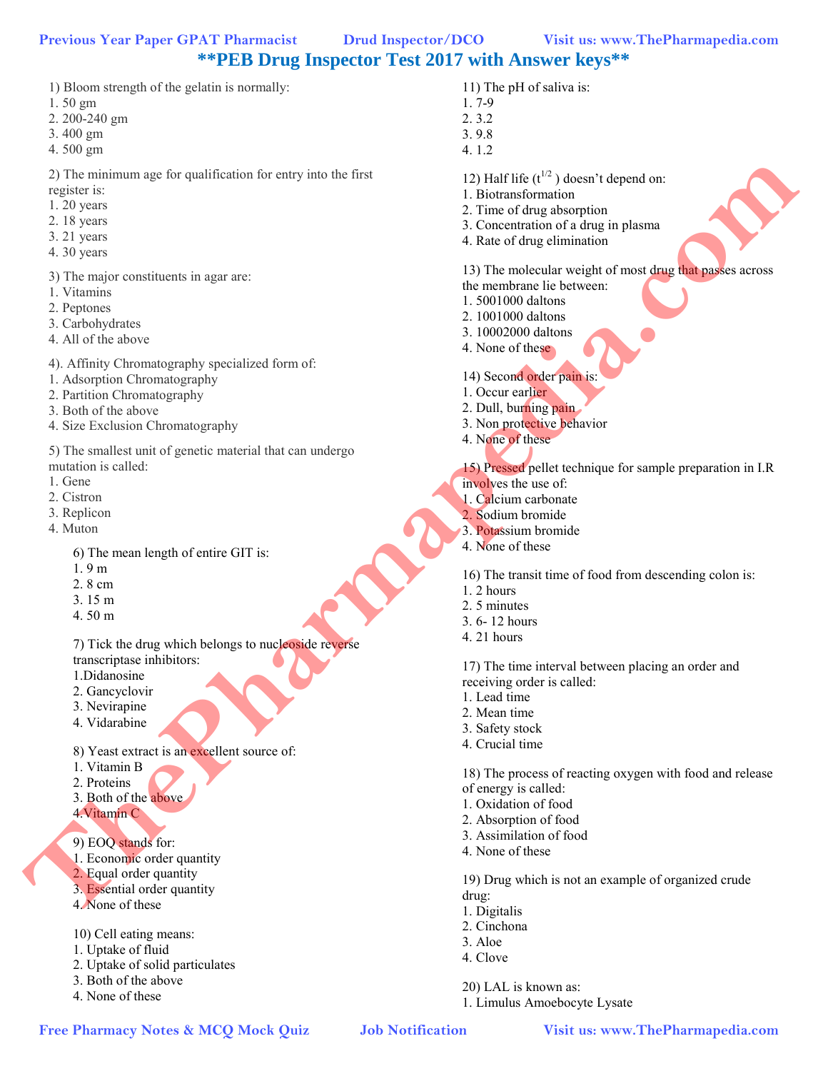# **PEB Drug Inspector Test 2017 with Answer keys**

1) Bloom strength of the gelatin is normally:
1. 50 gm
2. 200-240 gm
3. 400 gm
4. 500 gm

2) The minimum age for qualification for entry into the first register is:
1. 20 years
2. 18 years
3. 21 years
4. 30 years

3) The major constituents in agar are:
1. Vitamins
2. Peptones
3. Carbohydrates
4. All of the above

4). Affinity Chromatography specialized form of:
1. Adsorption Chromatography
2. Partition Chromatography
3. Both of the above
4. Size Exclusion Chromatography

5) The smallest unit of genetic material that can undergo mutation is called:
1. Gene
2. Cistron
3. Replicon
4. Muton

6) The mean length of entire GIT is:
1. 9 m
2. 8 cm
3. 15 m
4. 50 m

7) Tick the drug which belongs to nucleoside reverse transcriptase inhibitors:
1. Didanosine
2. Gancyclovir
3. Nevirapine
4. Vidarabine

8) Yeast extract is an excellent source of:
1. Vitamin B
2. Proteins
3. Both of the above
4. Vitamin C

9) EOQ stands for:
1. Economic order quantity
2. Equal order quantity
3. Essential order quantity
4. None of these

10) Cell eating means:
1. Uptake of fluid
2. Uptake of solid particulates
3. Both of the above
4. None of these

11) The pH of saliva is:
1. 7-9
2. 3.2
3. 9.8
4. 1.2

12) Half life ($t^{1/2}$ ) doesn't depend on:
1. Biotransformation
2. Time of drug absorption
3. Concentration of a drug in plasma
4. Rate of drug elimination

13) The molecular weight of most drug that passes across the membrane lie between:
1. 5001000 daltons
2. 1001000 daltons
3. 10002000 daltons
4. None of these

14) Second order pain is:
1. Occur earlier
2. Dull, burning pain
3. Non protective behavior
4. None of these

15) Pressed pellet technique for sample preparation in I.R involves the use of:
1. Calcium carbonate
2. Sodium bromide
3. Potassium bromide
4. None of these

16) The transit time of food from descending colon is:
1. 2 hours
2. 5 minutes
3. 6- 12 hours
4. 21 hours

17) The time interval between placing an order and receiving order is called:
1. Lead time
2. Mean time
3. Safety stock
4. Crucial time

18) The process of reacting oxygen with food and release of energy is called:
1. Oxidation of food
2. Absorption of food
3. Assimilation of food
4. None of these

19) Drug which is not an example of organized crude drug:
1. Digitalis
2. Cinchona
3. Aloe
4. Clove

20) LAL is known as:
1. Limulus Amoebocyte Lysate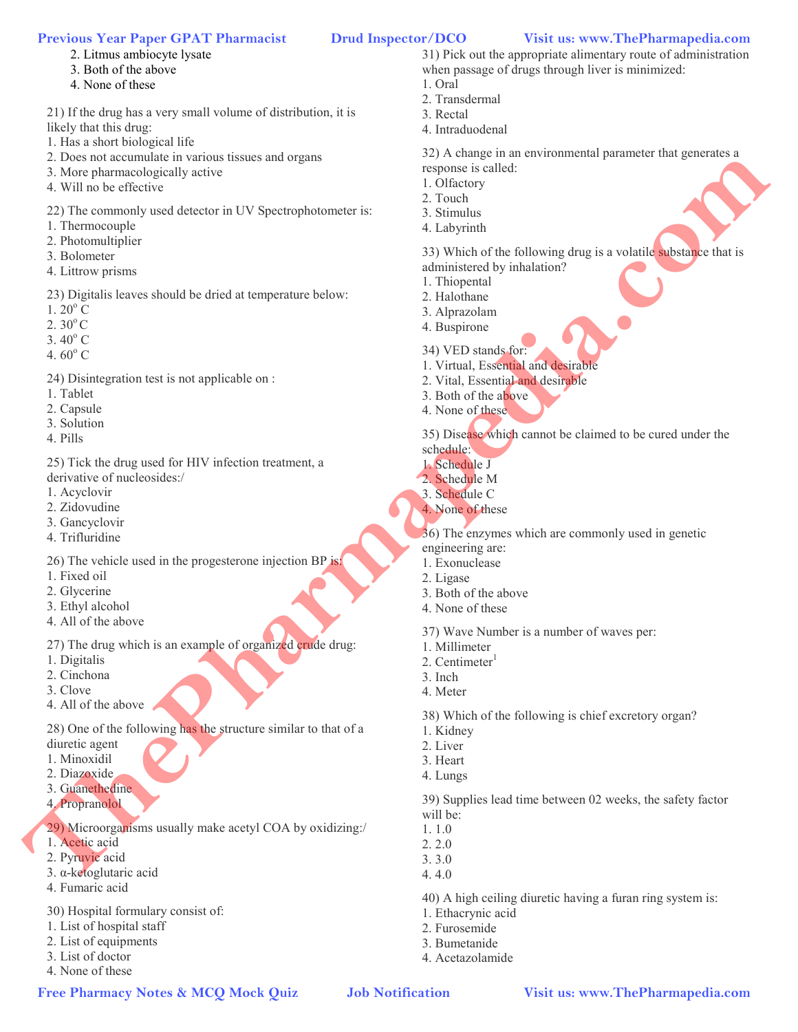2. Litmus ambiocyte lysate
3. Both of the above
4. None of these

21) If the drug has a very small volume of distribution, it is likely that this drug:
1. Has a short biological life
2. Does not accumulate in various tissues and organs
3. More pharmacologically active
4. Will no be effective

22) The commonly used detector in UV Spectrophotometer is:
1. Thermocouple
2. Photomultiplier
3. Bolometer
4. Littrow prisms

23) Digitalis leaves should be dried at temperature below:
1. 20° C
2. 30° C
3. 40° C
4. 60° C

24) Disintegration test is not applicable on :
1. Tablet
2. Capsule
3. Solution
4. Pills

25) Tick the drug used for HIV infection treatment, a derivative of nucleosides:/
1. Acyclovir
2. Zidovudine
3. Gancyclovir
4. Trifluridine

26) The vehicle used in the progesterone injection BP is:
1. Fixed oil
2. Glycerine
3. Ethyl alcohol
4. All of the above

27) The drug which is an example of organized crude drug:
1. Digitalis
2. Cinchona
3. Clove
4. All of the above

28) One of the following has the structure similar to that of a diuretic agent
1. Minoxidil
2. Diazoxide
3. Guanethedine
4. Propranolol

29) Microorganisms usually make acetyl COA by oxidizing:/
1. Acetic acid
2. Pyruvic acid
3. α-ketoglutaric acid
4. Fumaric acid

30) Hospital formulary consist of:
1. List of hospital staff
2. List of equipments
3. List of doctor
4. None of these

31) Pick out the appropriate alimentary route of administration when passage of drugs through liver is minimized:
1. Oral
2. Transdermal
3. Rectal
4. Intraduodenal

32) A change in an environmental parameter that generates a response is called:
1. Olfactory
2. Touch
3. Stimulus
4. Labyrinth

33) Which of the following drug is a volatile substance that is administered by inhalation?
1. Thiopental
2. Halothane
3. Alprazolam
4. Buspirone

34) VED stands for:
1. Virtual, Essential and desirable
2. Vital, Essential and desirable
3. Both of the above
4. None of these

35) Disease which cannot be claimed to be cured under the schedule:
1. Schedule J
2. Schedule M
3. Schedule C
4. None of these

36) The enzymes which are commonly used in genetic engineering are:
1. Exonuclease
2. Ligase
3. Both of the above
4. None of these

37) Wave Number is a number of waves per:
1. Millimeter
2. Centimeter[1]
3. Inch
4. Meter

38) Which of the following is chief excretory organ?
1. Kidney
2. Liver
3. Heart
4. Lungs

39) Supplies lead time between 02 weeks, the safety factor will be:
1. 1.0
2. 2.0
3. 3.0
4. 4.0

40) A high ceiling diuretic having a furan ring system is:
1. Ethacrynic acid
2. Furosemide
3. Bumetanide
4. Acetazolamide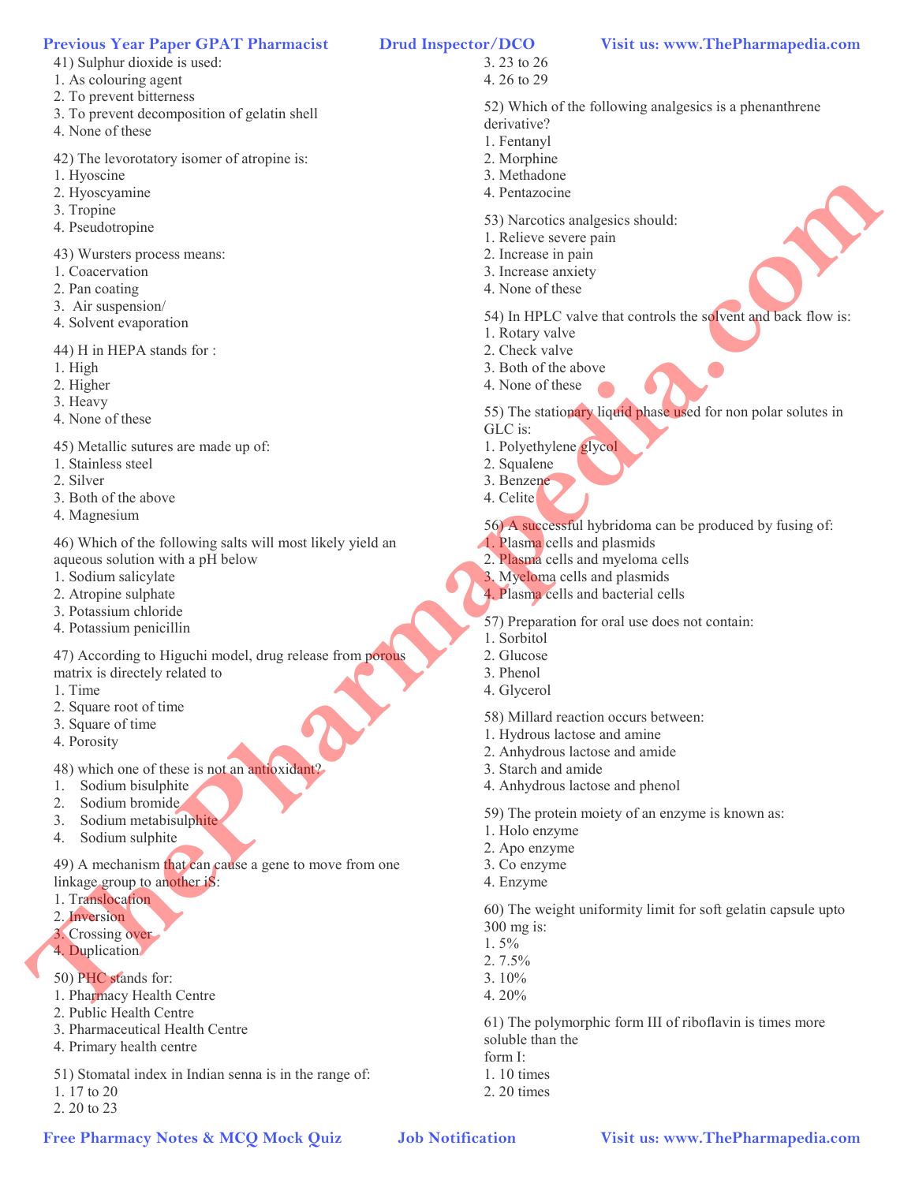41) Sulphur dioxide is used:
1. As colouring agent
2. To prevent bitterness
3. To prevent decomposition of gelatin shell
4. None of these

42) The levorotatory isomer of atropine is:
1. Hyoscine
2. Hyoscyamine
3. Tropine
4. Pseudotropine

43) Wursters process means:
1. Coacervation
2. Pan coating
3.  Air suspension/
4. Solvent evaporation

44) H in HEPA stands for :
1. High
2. Higher
3. Heavy
4. None of these

45) Metallic sutures are made up of:
1. Stainless steel
2. Silver
3. Both of the above
4. Magnesium

46) Which of the following salts will most likely yield an aqueous solution with a pH below
1. Sodium salicylate
2. Atropine sulphate
3. Potassium chloride
4. Potassium penicillin

47) According to Higuchi model, drug release from porous matrix is directely related to
1. Time
2. Square root of time
3. Square of time
4. Porosity

48) which one of these is not an antioxidant?
1. Sodium bisulphite
2. Sodium bromide
3. Sodium metabisulphite
4. Sodium sulphite

49) A mechanism that can cause a gene to move from one linkage group to another iS:
1. Translocation
2. Inversion
3. Crossing over
4. Duplication

50) PHC stands for:
1. Pharmacy Health Centre
2. Public Health Centre
3. Pharmaceutical Health Centre
4. Primary health centre

51) Stomatal index in Indian senna is in the range of:
1. 17 to 20
2. 20 to 23
3. 23 to 26
4. 26 to 29

52) Which of the following analgesics is a phenanthrene derivative?
1. Fentanyl
2. Morphine
3. Methadone
4. Pentazocine

53) Narcotics analgesics should:
1. Relieve severe pain
2. Increase in pain
3. Increase anxiety
4. None of these

54) In HPLC valve that controls the solvent and back flow is:
1. Rotary valve
2. Check valve
3. Both of the above
4. None of these

55) The stationary liquid phase used for non polar solutes in GLC is:
1. Polyethylene glycol
2. Squalene
3. Benzene
4. Celite

56) A successful hybridoma can be produced by fusing of:
1. Plasma cells and plasmids
2. Plasma cells and myeloma cells
3. Myeloma cells and plasmids
4. Plasma cells and bacterial cells

57) Preparation for oral use does not contain:
1. Sorbitol
2. Glucose
3. Phenol
4. Glycerol

58) Millard reaction occurs between:
1. Hydrous lactose and amine
2. Anhydrous lactose and amide
3. Starch and amide
4. Anhydrous lactose and phenol

59) The protein moiety of an enzyme is known as:
1. Holo enzyme
2. Apo enzyme
3. Co enzyme
4. Enzyme

60) The weight uniformity limit for soft gelatin capsule upto 300 mg is:
1. 5%
2. 7.5%
3. 10%
4. 20%

61) The polymorphic form III of riboflavin is times more soluble than the form I:
1. 10 times
2. 20 times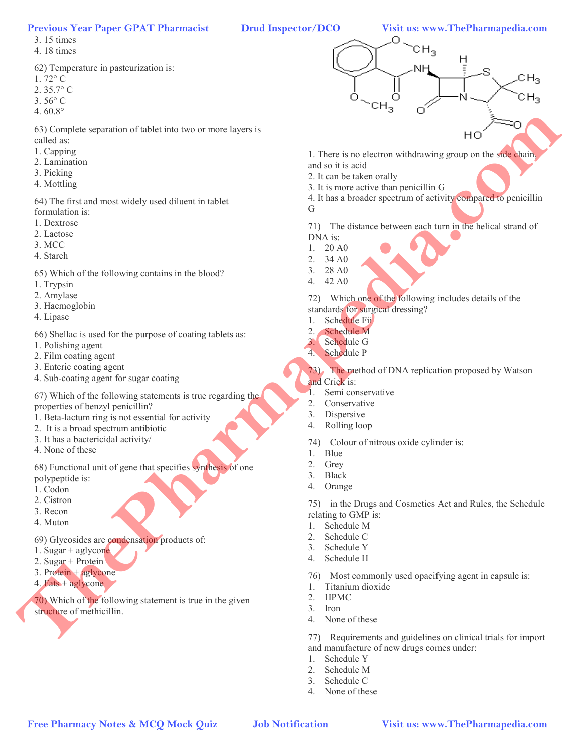3. 15 times
4. 18 times

62) Temperature in pasteurization is:
1. 72° C
2. 35.7° C
3. 56° C
4. 60.8°

63) Complete separation of tablet into two or more layers is called as:
1. Capping
2. Lamination
3. Picking
4. Mottling

64) The first and most widely used diluent in tablet formulation is:
1. Dextrose
2. Lactose
3. MCC
4. Starch

65) Which of the following contains in the blood?
1. Trypsin
2. Amylase
3. Haemoglobin
4. Lipase

66) Shellac is used for the purpose of coating tablets as:
1. Polishing agent
2. Film coating agent
3. Enteric coating agent
4. Sub-coating agent for sugar coating

67) Which of the following statements is true regarding the properties of benzyl penicillin?
1. Beta-lactum ring is not essential for activity
2. It is a broad spectrum antibiotic
3. It has a bactericidal activity/
4. None of these

68) Functional unit of gene that specifies synthesis of one polypeptide is:
1. Codon
2. Cistron
3. Recon
4. Muton

69) Glycosides are condensation products of:
1. Sugar + aglycone
2. Sugar + Protein
3. Protein + aglycone
4. Fats + aglycone

70) Which of the following statement is true in the given structure of methicillin.

1. There is no electron withdrawing group on the side chain, and so it is acid
2. It can be taken orally
3. It is more active than penicillin G
4. It has a broader spectrum of activity compared to penicillin G

71) The distance between each turn in the helical strand of DNA is:
1. 20 A0
2. 34 A0
3. 28 A0
4. 42 A0

72) Which one of the following includes details of the standards for surgical dressing?
1. Schedule Fii
2. Schedule M
3. Schedule G
4. Schedule P

73) The method of DNA replication proposed by Watson and Crick is:
1. Semi conservative
2. Conservative
3. Dispersive
4. Rolling loop

74) Colour of nitrous oxide cylinder is:
1. Blue
2. Grey
3. Black
4. Orange

75) in the Drugs and Cosmetics Act and Rules, the Schedule relating to GMP is:
1. Schedule M
2. Schedule C
3. Schedule Y
4. Schedule H

76) Most commonly used opacifying agent in capsule is:
1. Titanium dioxide
2. HPMC
3. Iron
4. None of these

77) Requirements and guidelines on clinical trials for import and manufacture of new drugs comes under:
1. Schedule Y
2. Schedule M
3. Schedule C
4. None of these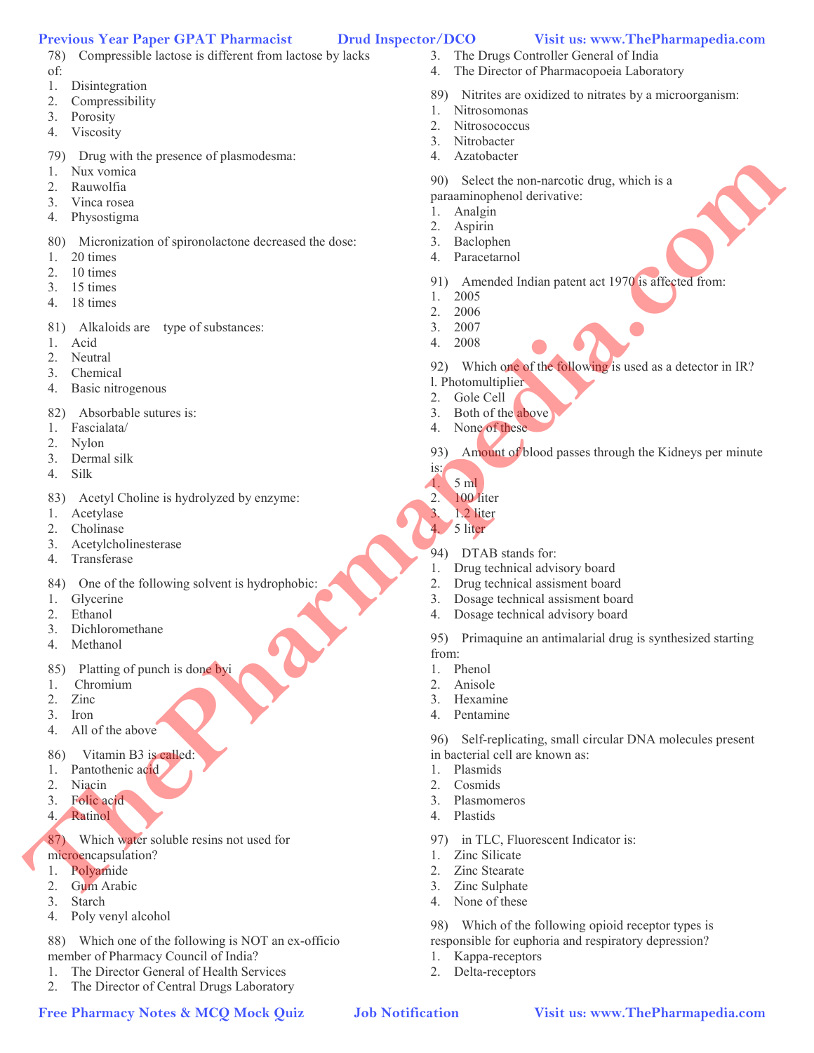78) Compressible lactose is different from lactose by lacks of:
1. Disintegration
2. Compressibility
3. Porosity
4. Viscosity

79) Drug with the presence of plasmodesma:
1. Nux vomica
2. Rauwolfia
3. Vinca rosea
4. Physostigma

80) Micronization of spironolactone decreased the dose:
1. 20 times
2. 10 times
3. 15 times
4. 18 times

81) Alkaloids are type of substances:
1. Acid
2. Neutral
3. Chemical
4. Basic nitrogenous

82) Absorbable sutures is:
1. Fascialata/
2. Nylon
3. Dermal silk
4. Silk

83) Acetyl Choline is hydrolyzed by enzyme:
1. Acetylase
2. Cholinase
3. Acetylcholinesterase
4. Transferase

84) One of the following solvent is hydrophobic:
1. Glycerine
2. Ethanol
3. Dichloromethane
4. Methanol

85) Platting of punch is done byi
1. Chromium
2. Zinc
3. Iron
4. All of the above

86) Vitamin B3 is called:
1. Pantothenic acid
2. Niacin
3. Folic acid
4. Ratinol

87) Which water soluble resins not used for microencapsulation?
1. Polyamide
2. Gum Arabic
3. Starch
4. Poly venyl alcohol

88) Which one of the following is NOT an ex-officio member of Pharmacy Council of India?
1. The Director General of Health Services
2. The Director of Central Drugs Laboratory
3. The Drugs Controller General of India
4. The Director of Pharmacopoeia Laboratory

89) Nitrites are oxidized to nitrates by a microorganism:
1. Nitrosomonas
2. Nitrosococcus
3. Nitrobacter
4. Azatobacter

90) Select the non-narcotic drug, which is a paraaminophenol derivative:
1. Analgin
2. Aspirin
3. Baclophen
4. Paracetarnol

91) Amended Indian patent act 1970 is affected from:
1. 2005
2. 2006
3. 2007
4. 2008

92) Which one of the following is used as a detector in IR?
l. Photomultiplier
2. Gole Cell
3. Both of the above
4. None of these

93) Amount of blood passes through the Kidneys per minute is:
1. 5 ml
2. 100 liter
3. 1.2 liter
4. 5 liter

94) DTAB stands for:
1. Drug technical advisory board
2. Drug technical assisment board
3. Dosage technical assisment board
4. Dosage technical advisory board

95) Primaquine an antimalarial drug is synthesized starting from:
1. Phenol
2. Anisole
3. Hexamine
4. Pentamine

96) Self-replicating, small circular DNA molecules present in bacterial cell are known as:
1. Plasmids
2. Cosmids
3. Plasmomeros
4. Plastids

97) in TLC, Fluorescent Indicator is:
1. Zinc Silicate
2. Zinc Stearate
3. Zinc Sulphate
4. None of these

98) Which of the following opioid receptor types is responsible for euphoria and respiratory depression?
1. Kappa-receptors
2. Delta-receptors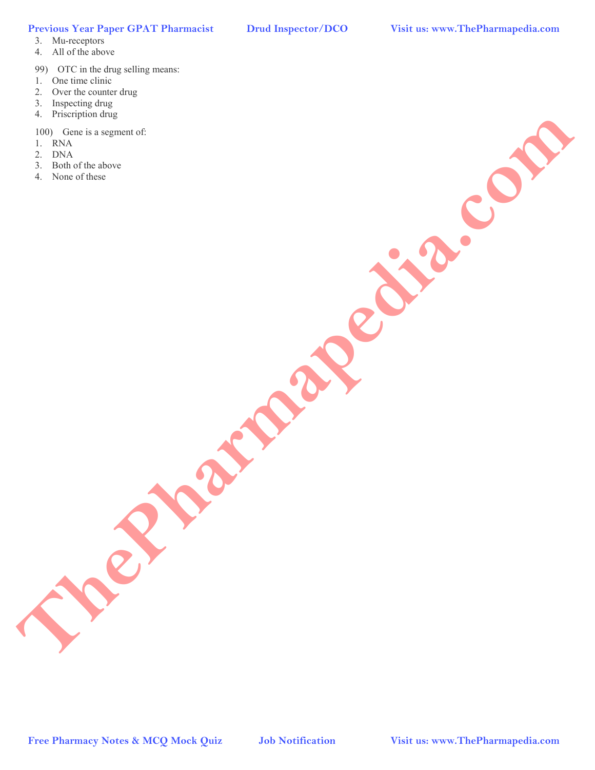3. Mu-receptors
4. All of the above

99) OTC in the drug selling means:
1. One time clinic
2. Over the counter drug
3. Inspecting drug
4. Priscription drug

100) Gene is a segment of:
1. RNA
2. DNA
3. Both of the above
4. None of these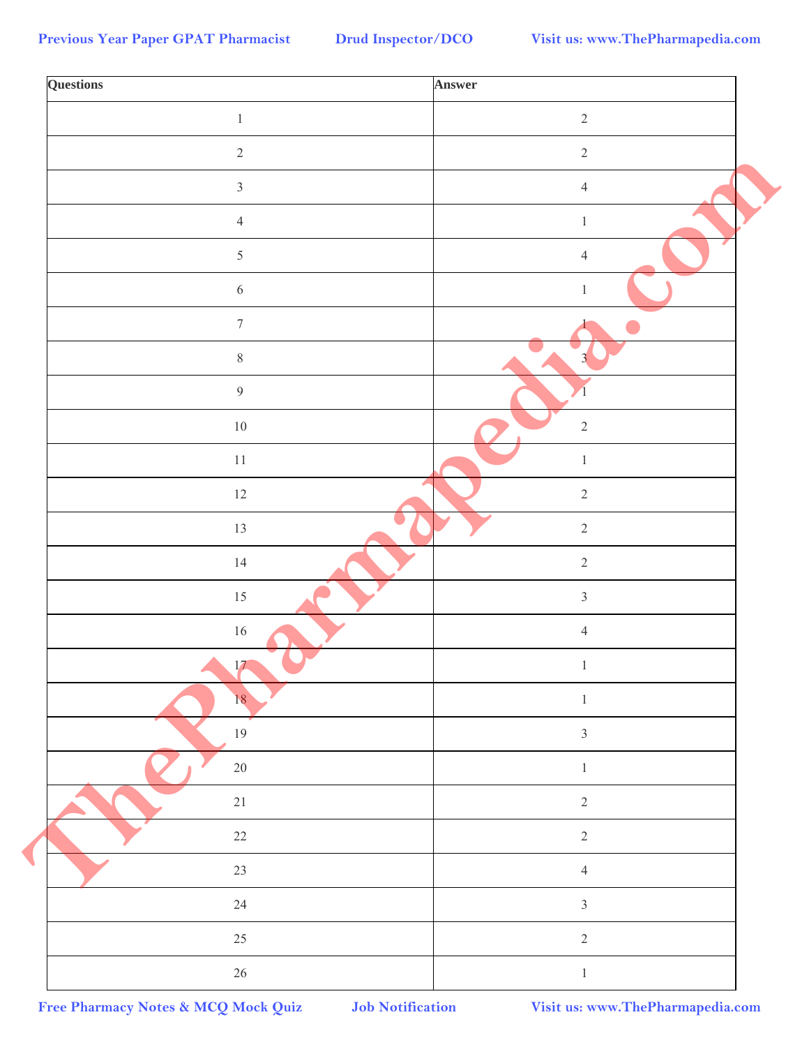| Questions | Answer |
|---|---|
| 1 | 2 |
| 2 | 2 |
| 3 | 4 |
| 4 | 1 |
| 5 | 4 |
| 6 | 1 |
| 7 | 1 |
| 8 | 3 |
| 9 | 1 |
| 10 | 2 |
| 11 | 1 |
| 12 | 2 |
| 13 | 2 |
| 14 | 2 |
| 15 | 3 |
| 16 | 4 |
| 17 | 1 |
| 18 | 1 |
| 19 | 3 |
| 20 | 1 |
| 21 | 2 |
| 22 | 2 |
| 23 | 4 |
| 24 | 3 |
| 25 | 2 |
| 26 | 1 |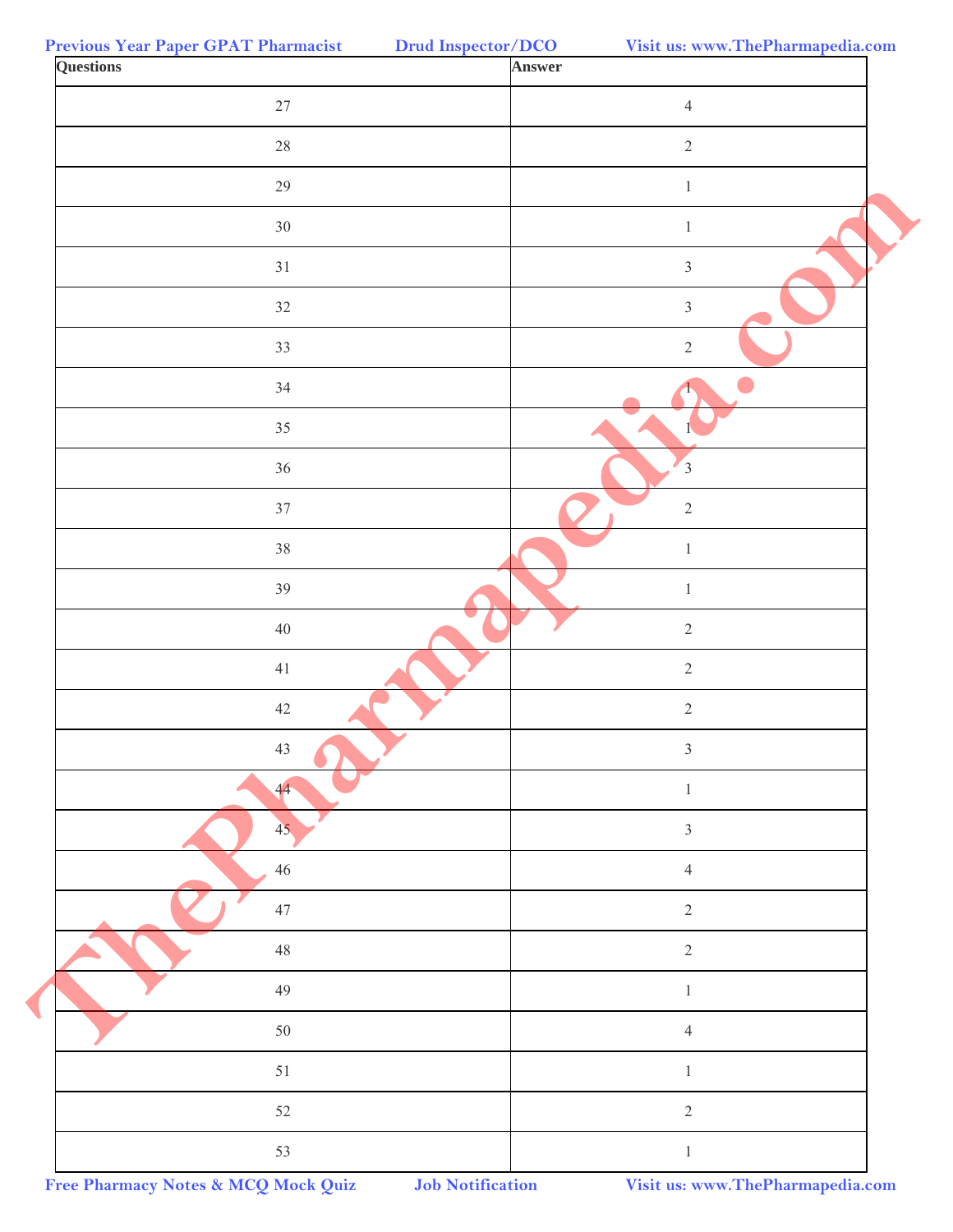| Questions | Answer |
|---|---|
| 27 | 4 |
| 28 | 2 |
| 29 | 1 |
| 30 | 1 |
| 31 | 3 |
| 32 | 3 |
| 33 | 2 |
| 34 | 1 |
| 35 | 1 |
| 36 | 3 |
| 37 | 2 |
| 38 | 1 |
| 39 | 1 |
| 40 | 2 |
| 41 | 2 |
| 42 | 2 |
| 43 | 3 |
| 44 | 1 |
| 45 | 3 |
| 46 | 4 |
| 47 | 2 |
| 48 | 2 |
| 49 | 1 |
| 50 | 4 |
| 51 | 1 |
| 52 | 2 |
| 53 | 1 |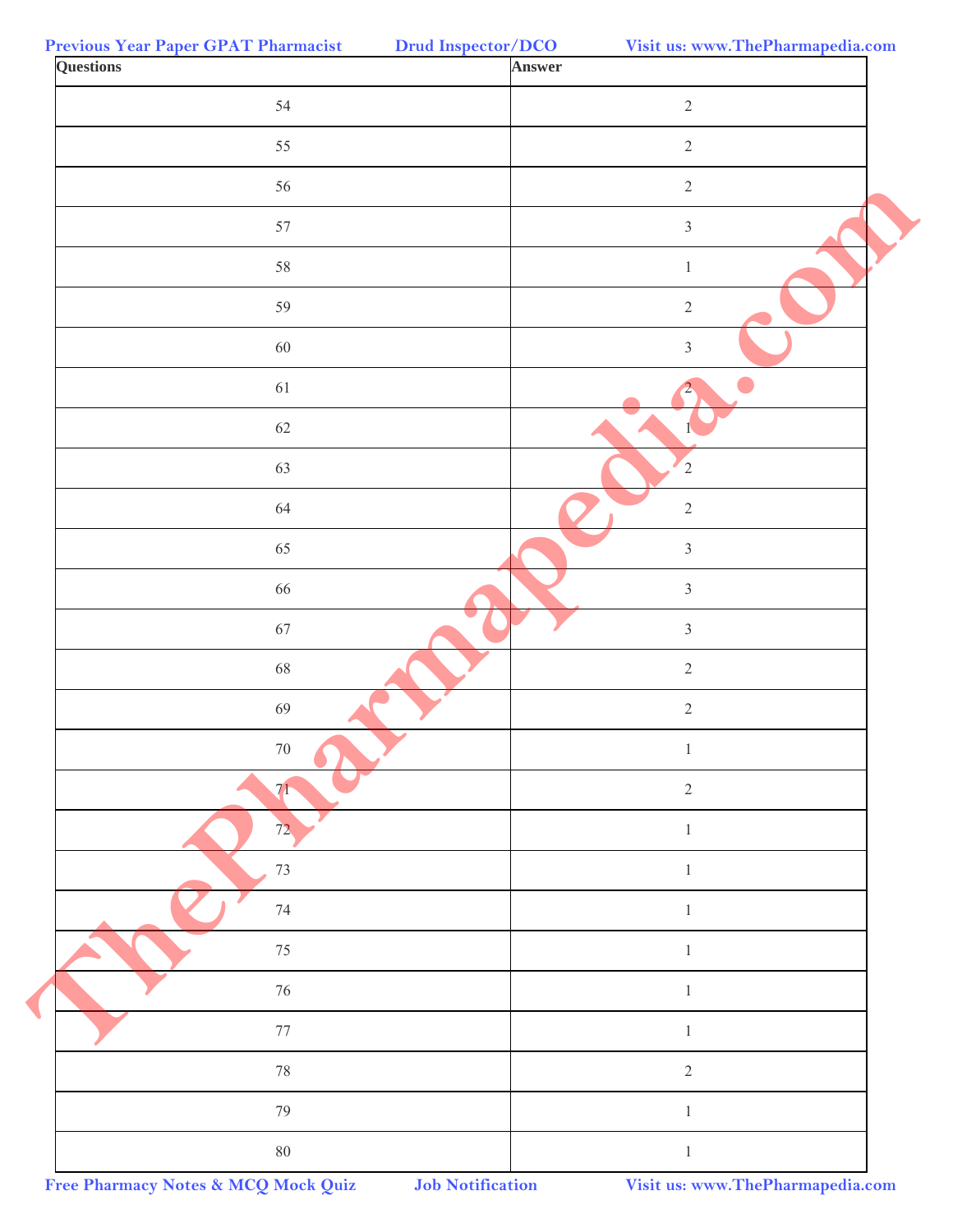| Questions | Answer |
|---|---|
| 54 | 2 |
| 55 | 2 |
| 56 | 2 |
| 57 | 3 |
| 58 | 1 |
| 59 | 2 |
| 60 | 3 |
| 61 | 2 |
| 62 | 1 |
| 63 | 2 |
| 64 | 2 |
| 65 | 3 |
| 66 | 3 |
| 67 | 3 |
| 68 | 2 |
| 69 | 2 |
| 70 | 1 |
| 71 | 2 |
| 72 | 1 |
| 73 | 1 |
| 74 | 1 |
| 75 | 1 |
| 76 | 1 |
| 77 | 1 |
| 78 | 2 |
| 79 | 1 |
| 80 | 1 |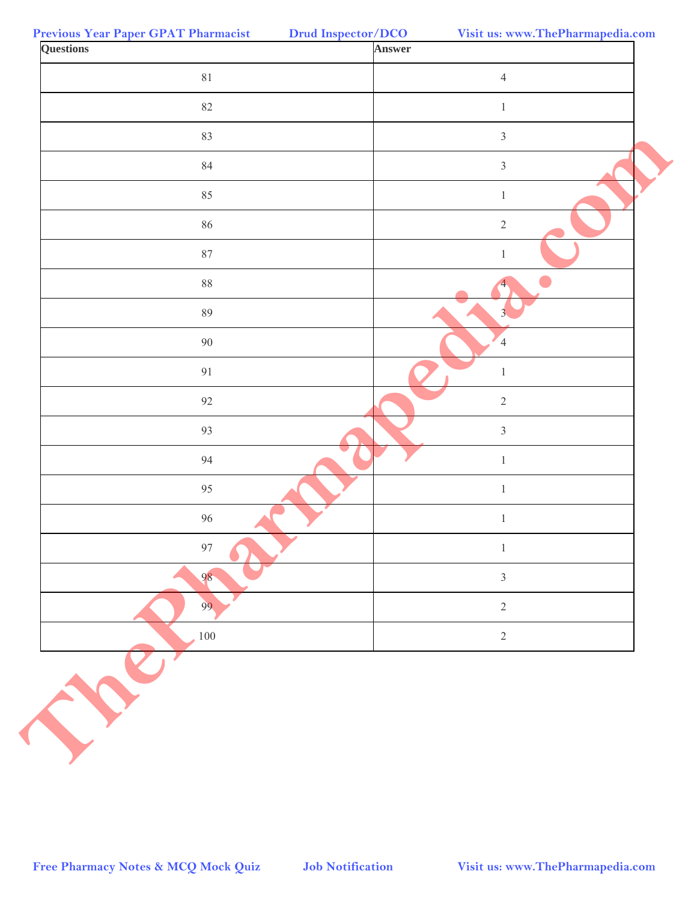| Questions | Answer |
|---|---|
| 81 | 4 |
| 82 | 1 |
| 83 | 3 |
| 84 | 3 |
| 85 | 1 |
| 86 | 2 |
| 87 | 1 |
| 88 | 4 |
| 89 | 3 |
| 90 | 4 |
| 91 | 1 |
| 92 | 2 |
| 93 | 3 |
| 94 | 1 |
| 95 | 1 |
| 96 | 1 |
| 97 | 1 |
| 98 | 3 |
| 99 | 2 |
| 100 | 2 |